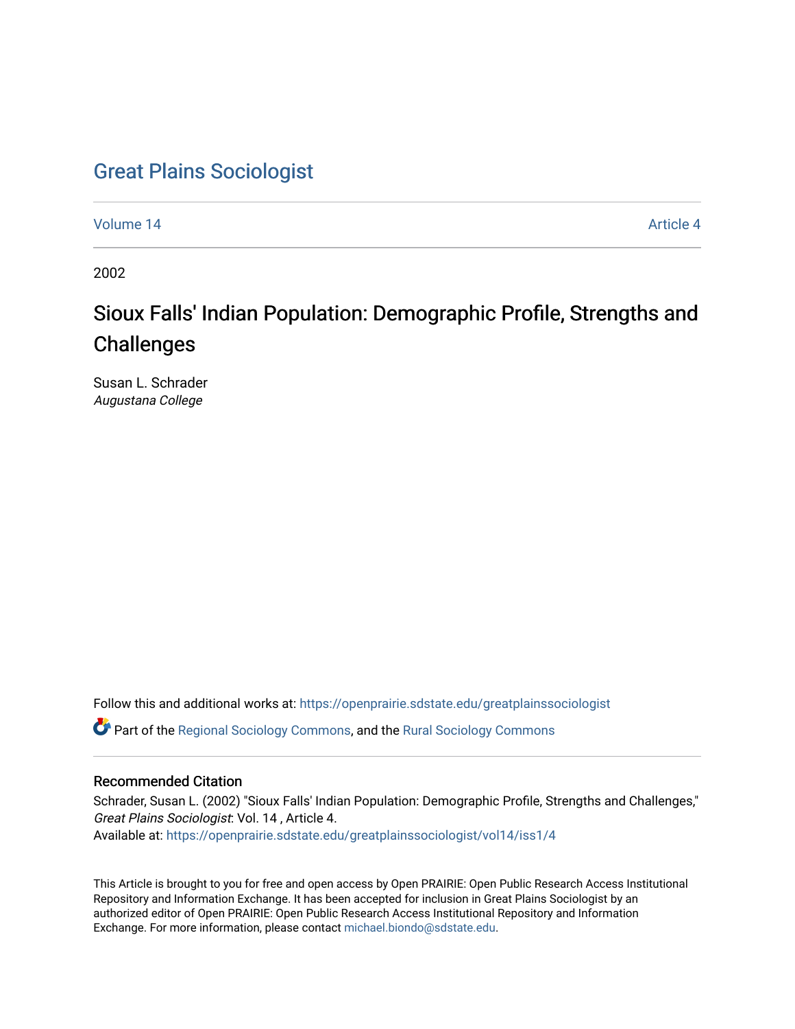# Great Plains Sociologist

Volume 14 | Article 4

2002

## Sioux Falls' Indian Population: Demographic Profile, Strengths and Challenges

Susan L. Schrader
*Augustana College*

Follow this and additional works at: https://openprairie.sdstate.edu/greatplainssociologist

Part of the Regional Sociology Commons, and the Rural Sociology Commons

### Recommended Citation

Schrader, Susan L. (2002) "Sioux Falls' Indian Population: Demographic Profile, Strengths and Challenges," *Great Plains Sociologist*: Vol. 14 , Article 4.
Available at: https://openprairie.sdstate.edu/greatplainssociologist/vol14/iss1/4

This Article is brought to you for free and open access by Open PRAIRIE: Open Public Research Access Institutional Repository and Information Exchange. It has been accepted for inclusion in Great Plains Sociologist by an authorized editor of Open PRAIRIE: Open Public Research Access Institutional Repository and Information Exchange. For more information, please contact michael.biondo@sdstate.edu.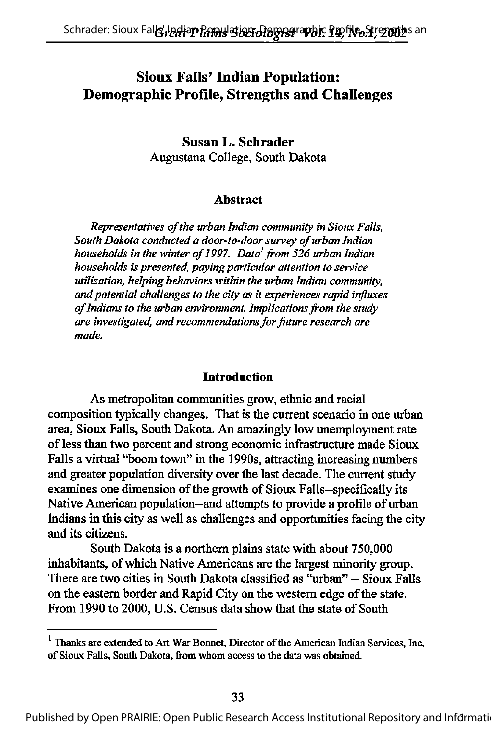# Sioux Falls' Indian Population: Demographic Profile, Strengths and Challenges

**Susan L. Schrader**
Augustana College, South Dakota

### Abstract

*Representatives of the urban Indian community in Sioux Falls, South Dakota conducted a door-to-door survey of urban Indian households in the winter of 1997. Data*[1] *from 526 urban Indian households is presented, paying particular attention to service utilization, helping behaviors within the urban Indian community, and potential challenges to the city as it experiences rapid influxes of Indians to the urban environment. Implications from the study are investigated, and recommendations for future research are made.*

### Introduction

As metropolitan communities grow, ethnic and racial composition typically changes. That is the current scenario in one urban area, Sioux Falls, South Dakota. An amazingly low unemployment rate of less than two percent and strong economic infrastructure made Sioux Falls a virtual "boom town" in the 1990s, attracting increasing numbers and greater population diversity over the last decade. The current study examines one dimension of the growth of Sioux Falls–specifically its Native American population--and attempts to provide a profile of urban Indians in this city as well as challenges and opportunities facing the city and its citizens.

South Dakota is a northern plains state with about 750,000 inhabitants, of which Native Americans are the largest minority group. There are two cities in South Dakota classified as "urban" -- Sioux Falls on the eastern border and Rapid City on the western edge of the state. From 1990 to 2000, U.S. Census data show that the state of South

[1] Thanks are extended to Art War Bonnet, Director of the American Indian Services, Inc. of Sioux Falls, South Dakota, from whom access to the data was obtained.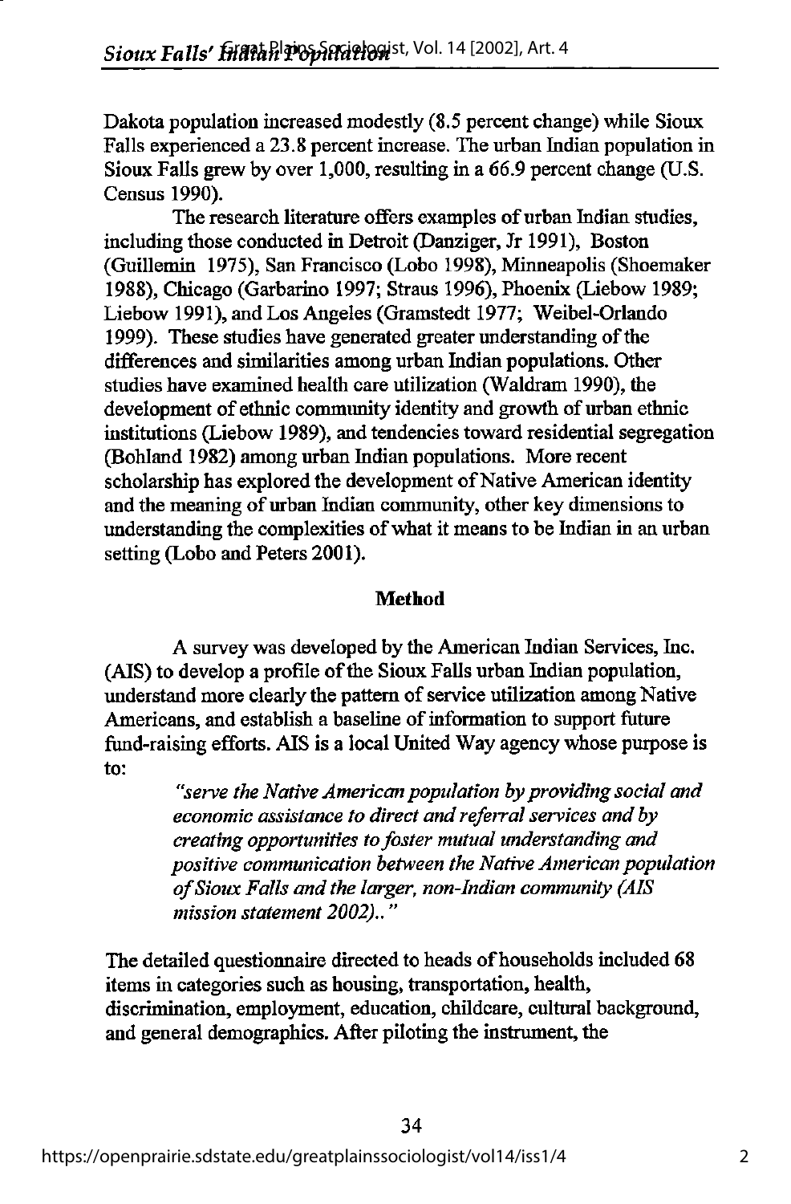Dakota population increased modestly (8.5 percent change) while Sioux Falls experienced a 23.8 percent increase. The urban Indian population in Sioux Falls grew by over 1,000, resulting in a 66.9 percent change (U.S. Census 1990).

The research literature offers examples of urban Indian studies, including those conducted in Detroit (Danziger, Jr 1991), Boston (Guillemin 1975), San Francisco (Lobo 1998), Minneapolis (Shoemaker 1988), Chicago (Garbarino 1997; Straus 1996), Phoenix (Liebow 1989; Liebow 1991), and Los Angeles (Gramstedt 1977; Weibel-Orlando 1999). These studies have generated greater understanding of the differences and similarities among urban Indian populations. Other studies have examined health care utilization (Waldram 1990), the development of ethnic community identity and growth of urban ethnic institutions (Liebow 1989), and tendencies toward residential segregation (Bohland 1982) among urban Indian populations. More recent scholarship has explored the development of Native American identity and the meaning of urban Indian community, other key dimensions to understanding the complexities of what it means to be Indian in an urban setting (Lobo and Peters 2001).

## Method

A survey was developed by the American Indian Services, Inc. (AIS) to develop a profile of the Sioux Falls urban Indian population, understand more clearly the pattern of service utilization among Native Americans, and establish a baseline of information to support future fund-raising efforts. AIS is a local United Way agency whose purpose is to:

> *"serve the Native American population by providing social and economic assistance to direct and referral services and by creating opportunities to foster mutual understanding and positive communication between the Native American population of Sioux Falls and the larger, non-Indian community (AIS mission statement 2002).."*

The detailed questionnaire directed to heads of households included 68 items in categories such as housing, transportation, health, discrimination, employment, education, childcare, cultural background, and general demographics. After piloting the instrument, the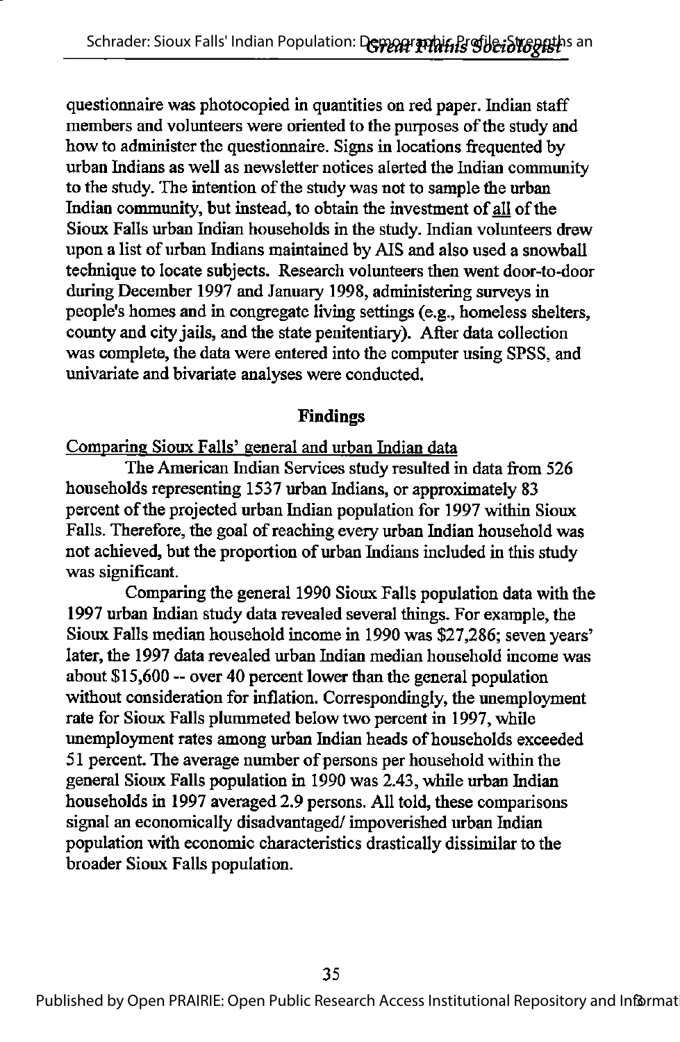questionnaire was photocopied in quantities on red paper. Indian staff members and volunteers were oriented to the purposes of the study and how to administer the questionnaire. Signs in locations frequented by urban Indians as well as newsletter notices alerted the Indian community to the study. The intention of the study was not to sample the urban Indian community, but instead, to obtain the investment of all of the Sioux Falls urban Indian households in the study. Indian volunteers drew upon a list of urban Indians maintained by AIS and also used a snowball technique to locate subjects. Research volunteers then went door-to-door during December 1997 and January 1998, administering surveys in people's homes and in congregate living settings (e.g., homeless shelters, county and city jails, and the state penitentiary). After data collection was complete, the data were entered into the computer using SPSS, and univariate and bivariate analyses were conducted.

## Findings

Comparing Sioux Falls' general and urban Indian data

The American Indian Services study resulted in data from 526 households representing 1537 urban Indians, or approximately 83 percent of the projected urban Indian population for 1997 within Sioux Falls. Therefore, the goal of reaching every urban Indian household was not achieved, but the proportion of urban Indians included in this study was significant.

Comparing the general 1990 Sioux Falls population data with the 1997 urban Indian study data revealed several things. For example, the Sioux Falls median household income in 1990 was $27,286; seven years' later, the 1997 data revealed urban Indian median household income was about $15,600 -- over 40 percent lower than the general population without consideration for inflation. Correspondingly, the unemployment rate for Sioux Falls plummeted below two percent in 1997, while unemployment rates among urban Indian heads of households exceeded 51 percent. The average number of persons per household within the general Sioux Falls population in 1990 was 2.43, while urban Indian households in 1997 averaged 2.9 persons. All told, these comparisons signal an economically disadvantaged/ impoverished urban Indian population with economic characteristics drastically dissimilar to the broader Sioux Falls population.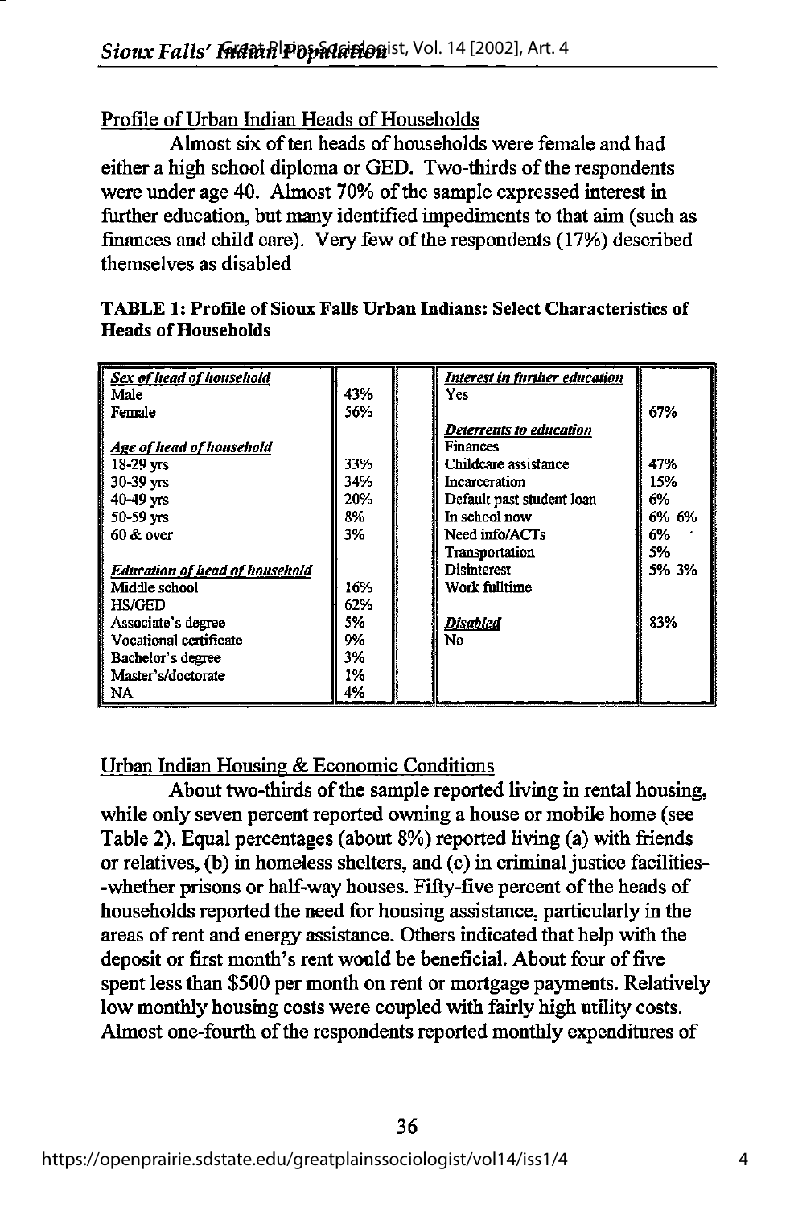## Profile of Urban Indian Heads of Households

Almost six of ten heads of households were female and had either a high school diploma or GED. Two-thirds of the respondents were under age 40. Almost 70% of the sample expressed interest in further education, but many identified impediments to that aim (such as finances and child care). Very few of the respondents (17%) described themselves as disabled

**TABLE 1: Profile of Sioux Falls Urban Indians: Select Characteristics of Heads of Households**

| | | | | |
|---|---|---|---|---|
| ***Sex of head of household*** | | | ***Interest in further education*** | |
| Male | 43% | | Yes | |
| Female | 56% | | | 67% |
| | | | ***Deterrents to education*** | |
| ***Age of head of household*** | | | Finances | |
| 18-29 yrs | 33% | | Childcare assistance | 47% |
| 30-39 yrs | 34% | | Incarceration | 15% |
| 40-49 yrs | 20% | | Default past student loan | 6% |
| 50-59 yrs | 8% | | In school now | 6% 6% |
| 60 & over | 3% | | Need info/ACTs | 6% |
| | | | Transportation | 5% |
| ***Education of head of household*** | | | Disinterest | 5% 3% |
| Middle school | 16% | | Work fulltime | |
| HS/GED | 62% | | | |
| Associate's degree | 5% | | ***Disabled*** | 83% |
| Vocational certificate | 9% | | No | |
| Bachelor's degree | 3% | | | |
| Master's/doctorate | 1% | | | |
| NA | 4% | | | |

## Urban Indian Housing & Economic Conditions

About two-thirds of the sample reported living in rental housing, while only seven percent reported owning a house or mobile home (see Table 2). Equal percentages (about 8%) reported living (a) with friends or relatives, (b) in homeless shelters, and (c) in criminal justice facilities--whether prisons or half-way houses. Fifty-five percent of the heads of households reported the need for housing assistance, particularly in the areas of rent and energy assistance. Others indicated that help with the deposit or first month's rent would be beneficial. About four of five spent less than $500 per month on rent or mortgage payments. Relatively low monthly housing costs were coupled with fairly high utility costs. Almost one-fourth of the respondents reported monthly expenditures of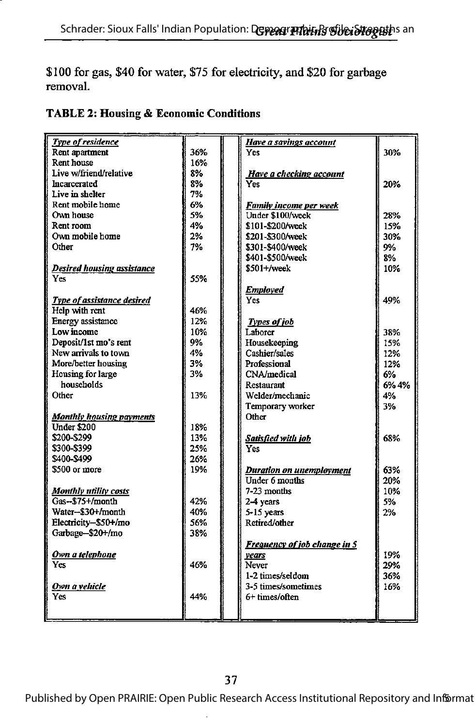$100 for gas, $40 for water, $75 for electricity, and $20 for garbage removal.

**TABLE 2: Housing & Economic Conditions**

| *Type of residence* | | *Have a savings account* | |
|---|---|---|---|
| Rent apartment | 36% | Yes | 30% |
| Rent house | 16% | | |
| Live w/friend/relative | 8% | *Have a checking account* | |
| Incarcerated | 8% | Yes | 20% |
| Live in shelter | 7% | | |
| Rent mobile home | 6% | *Family income per week* | |
| Own house | 5% | Under $100/week | 28% |
| Rent room | 4% | $101-$200/week | 15% |
| Own mobile home | 2% | $201-$300/week | 30% |
| Other | 7% | $301-$400/week | 9% |
| | | $401-$500/week | 8% |
| *Desired housing assistance* | | $501+/week | 10% |
| Yes | 55% | | |
| | | *Employed* | |
| *Type of assistance desired* | | Yes | 49% |
| Help with rent | 46% | | |
| Energy assistance | 12% | *Types of job* | |
| Low income | 10% | Laborer | 38% |
| Deposit/1st mo's rent | 9% | Housekeeping | 15% |
| New arrivals to town | 4% | Cashier/sales | 12% |
| More/better housing | 3% | Professional | 12% |
| Housing for large | 3% | CNA/medical | 6% |
| households | | Restaurant | 6% 4% |
| Other | 13% | Welder/mechanic | 4% |
| | | Temporary worker | 3% |
| *Monthly housing payments* | | Other | |
| Under $200 | 18% | | |
| $200-$299 | 13% | *Satisfied with job* | 68% |
| $300-$399 | 25% | Yes | |
| $400-$499 | 26% | | |
| $500 or more | 19% | *Duration on unemployment* | 63% |
| | | Under 6 months | 20% |
| *Monthly utility costs* | | 7-23 months | 10% |
| Gas--$75+/month | 42% | 2-4 years | 5% |
| Water--$30+/month | 40% | 5-15 years | 2% |
| Electricity--$50+/mo | 56% | Retired/other | |
| Garbage--$20+/mo | 38% | | |
| | | *Frequency of job change in 5* | |
| *Own a telephone* | | *years* | 19% |
| Yes | 46% | Never | 29% |
| | | 1-2 times/seldom | 36% |
| *Own a vehicle* | | 3-5 times/sometimes | 16% |
| Yes | 44% | 6+ times/often | |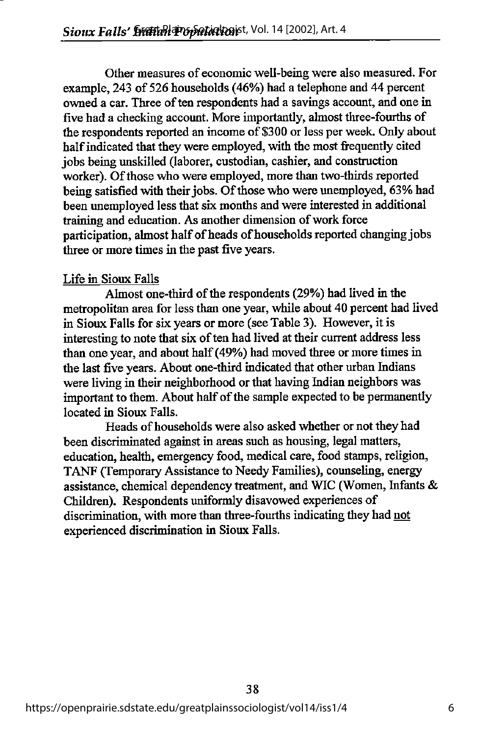Other measures of economic well-being were also measured. For example, 243 of 526 households (46%) had a telephone and 44 percent owned a car. Three of ten respondents had a savings account, and one in five had a checking account. More importantly, almost three-fourths of the respondents reported an income of $300 or less per week. Only about half indicated that they were employed, with the most frequently cited jobs being unskilled (laborer, custodian, cashier, and construction worker). Of those who were employed, more than two-thirds reported being satisfied with their jobs. Of those who were unemployed, 63% had been unemployed less that six months and were interested in additional training and education. As another dimension of work force participation, almost half of heads of households reported changing jobs three or more times in the past five years.

Life in Sioux Falls

Almost one-third of the respondents (29%) had lived in the metropolitan area for less than one year, while about 40 percent had lived in Sioux Falls for six years or more (see Table 3). However, it is interesting to note that six of ten had lived at their current address less than one year, and about half (49%) had moved three or more times in the last five years. About one-third indicated that other urban Indians were living in their neighborhood or that having Indian neighbors was important to them. About half of the sample expected to be permanently located in Sioux Falls.

Heads of households were also asked whether or not they had been discriminated against in areas such as housing, legal matters, education, health, emergency food, medical care, food stamps, religion, TANF (Temporary Assistance to Needy Families), counseling, energy assistance, chemical dependency treatment, and WIC (Women, Infants & Children). Respondents uniformly disavowed experiences of discrimination, with more than three-fourths indicating they had not experienced discrimination in Sioux Falls.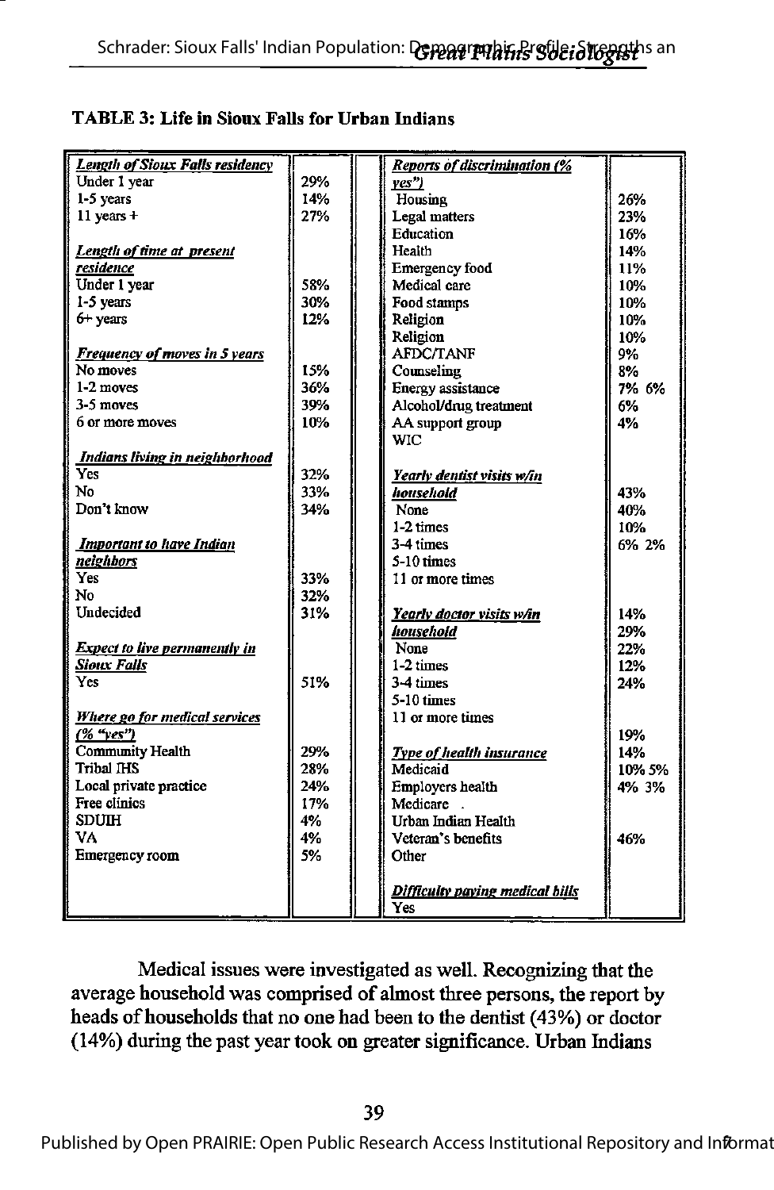**TABLE 3: Life in Sioux Falls for Urban Indians**

| | | | |
|---|---|---|---|
| ***Length of Sioux Falls residency*** | | ***Reports of discrimination (% yes")*** | |
| Under 1 year | 29% | Housing | 26% |
| 1-5 years | 14% | Legal matters | 23% |
| 11 years + | 27% | Education | 16% |
| | | Health | 14% |
| ***Length of time at present residence*** | | Emergency food | 11% |
| Under 1 year | 58% | Medical care | 10% |
| 1-5 years | 30% | Food stamps | 10% |
| 6+ years | 12% | Religion | 10% |
| | | Religion | 10% |
| ***Frequency of moves in 5 years*** | | AFDC/TANF | 9% |
| No moves | 15% | Counseling | 8% |
| 1-2 moves | 36% | Energy assistance | 7% 6% |
| 3-5 moves | 39% | Alcohol/drug treatment | 6% |
| 6 or more moves | 10% | AA support group | 4% |
| | | WIC | |
| ***Indians living in neighborhood*** | | | |
| Yes | 32% | ***Yearly dentist visits w/in household*** | |
| No | 33% | | 43% |
| Don't know | 34% | None | 40% |
| | | 1-2 times | 10% |
| ***Important to have Indian neighbors*** | | 3-4 times | 6% 2% |
| | | 5-10 times | |
| Yes | 33% | 11 or more times | |
| No | 32% | | |
| Undecided | 31% | ***Yearly doctor visits w/in household*** | 14% |
| | | | 29% |
| ***Expect to live permanently in Sioux Falls*** | | None | 22% |
| | | 1-2 times | 12% |
| Yes | 51% | 3-4 times | 24% |
| | | 5-10 times | |
| ***Where go for medical services (% "yes")*** | | 11 or more times | |
| | | | 19% |
| Community Health | 29% | ***Type of health insurance*** | 14% |
| Tribal IHS | 28% | Medicaid | 10% 5% |
| Local private practice | 24% | Employers health | 4% 3% |
| Free clinics | 17% | Medicare . | |
| SDUIH | 4% | Urban Indian Health | |
| VA | 4% | Veteran's benefits | 46% |
| Emergency room | 5% | Other | |
| | | | |
| | | ***Difficulty paying medical bills*** | |
| | | Yes | |

Medical issues were investigated as well. Recognizing that the average household was comprised of almost three persons, the report by heads of households that no one had been to the dentist (43%) or doctor (14%) during the past year took on greater significance. Urban Indians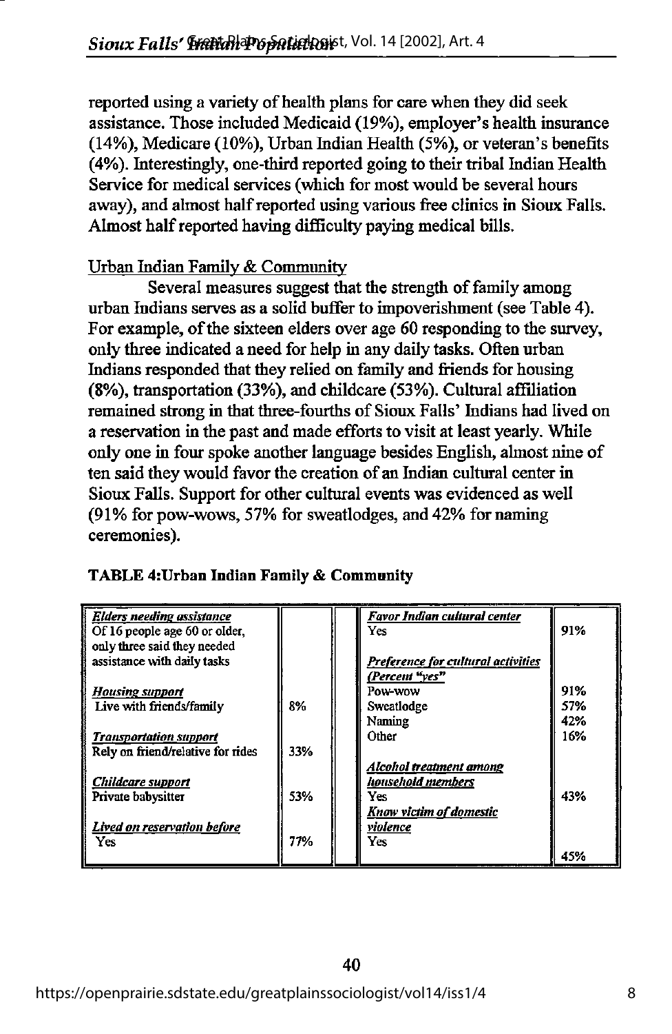reported using a variety of health plans for care when they did seek assistance. Those included Medicaid (19%), employer's health insurance (14%), Medicare (10%), Urban Indian Health (5%), or veteran's benefits (4%). Interestingly, one-third reported going to their tribal Indian Health Service for medical services (which for most would be several hours away), and almost half reported using various free clinics in Sioux Falls. Almost half reported having difficulty paying medical bills.

Urban Indian Family & Community

Several measures suggest that the strength of family among urban Indians serves as a solid buffer to impoverishment (see Table 4). For example, of the sixteen elders over age 60 responding to the survey, only three indicated a need for help in any daily tasks. Often urban Indians responded that they relied on family and friends for housing (8%), transportation (33%), and childcare (53%). Cultural affiliation remained strong in that three-fourths of Sioux Falls' Indians had lived on a reservation in the past and made efforts to visit at least yearly. While only one in four spoke another language besides English, almost nine of ten said they would favor the creation of an Indian cultural center in Sioux Falls. Support for other cultural events was evidenced as well (91% for pow-wows, 57% for sweatlodges, and 42% for naming ceremonies).

**TABLE 4:Urban Indian Family & Community**

| | | | | |
|---|---|---|---|---|
| *Elders needing assistance* | | | *Favor Indian cultural center* | |
| Of 16 people age 60 or older, only three said they needed assistance with daily tasks | | | Yes | 91% |
| | | | *Preference for cultural activities (Percent "yes"* | |
| *Housing support* | | | Pow-wow | 91% |
| Live with friends/family | 8% | | Sweatlodge | 57% |
| | | | Naming | 42% |
| *Transportation support* | | | Other | 16% |
| Rely on friend/relative for rides | 33% | | | |
| | | | *Alcohol treatment among household members* | |
| *Childcare support* | | | | |
| Private babysitter | 53% | | Yes | 43% |
| | | | *Know victim of domestic violence* | |
| *Lived on reservation before* | | | | |
| Yes | 77% | | Yes | 45% |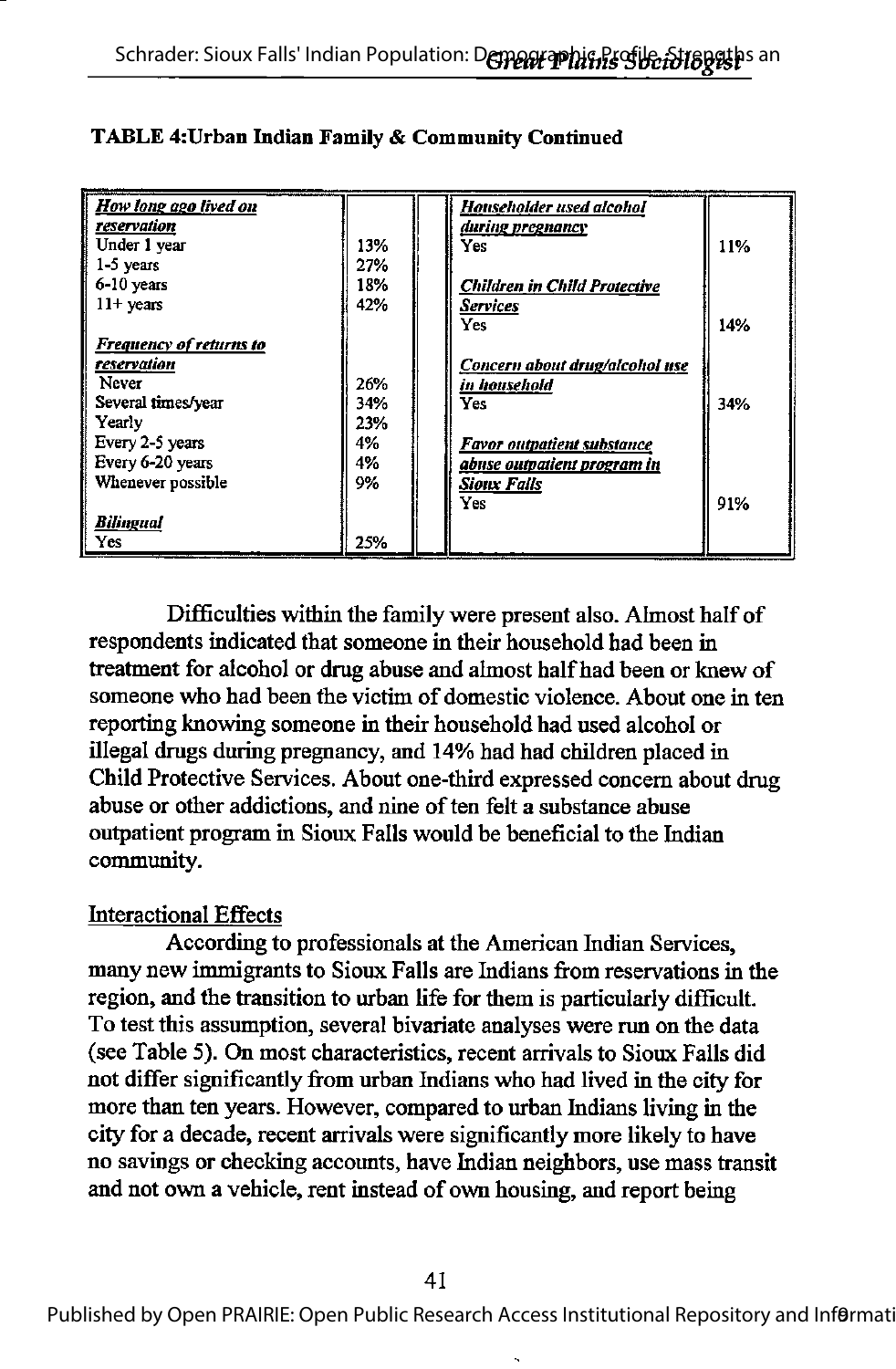**TABLE 4:Urban Indian Family & Community Continued**

| *How long ago lived on reservation* | | *Householder used alcohol during pregnancy* | |
|---|---|---|---|
| Under 1 year | 13% | Yes | 11% |
| 1-5 years | 27% | | |
| 6-10 years | 18% | *Children in Child Protective Services* | |
| 11+ years | 42% | Yes | 14% |
| *Frequency of returns to reservation* | | | |
| Never | 26% | *Concern about drug/alcohol use in household* | |
| Several times/year | 34% | Yes | 34% |
| Yearly | 23% | | |
| Every 2-5 years | 4% | *Favor outpatient substance abuse outpatient program in Sioux Falls* | |
| Every 6-20 years | 4% | | |
| Whenever possible | 9% | Yes | 91% |
| *Bilingual* | | | |
| Yes | 25% | | |

Difficulties within the family were present also. Almost half of respondents indicated that someone in their household had been in treatment for alcohol or drug abuse and almost half had been or knew of someone who had been the victim of domestic violence. About one in ten reporting knowing someone in their household had used alcohol or illegal drugs during pregnancy, and 14% had had children placed in Child Protective Services. About one-third expressed concern about drug abuse or other addictions, and nine of ten felt a substance abuse outpatient program in Sioux Falls would be beneficial to the Indian community.

Interactional Effects

According to professionals at the American Indian Services, many new immigrants to Sioux Falls are Indians from reservations in the region, and the transition to urban life for them is particularly difficult. To test this assumption, several bivariate analyses were run on the data (see Table 5). On most characteristics, recent arrivals to Sioux Falls did not differ significantly from urban Indians who had lived in the city for more than ten years. However, compared to urban Indians living in the city for a decade, recent arrivals were significantly more likely to have no savings or checking accounts, have Indian neighbors, use mass transit and not own a vehicle, rent instead of own housing, and report being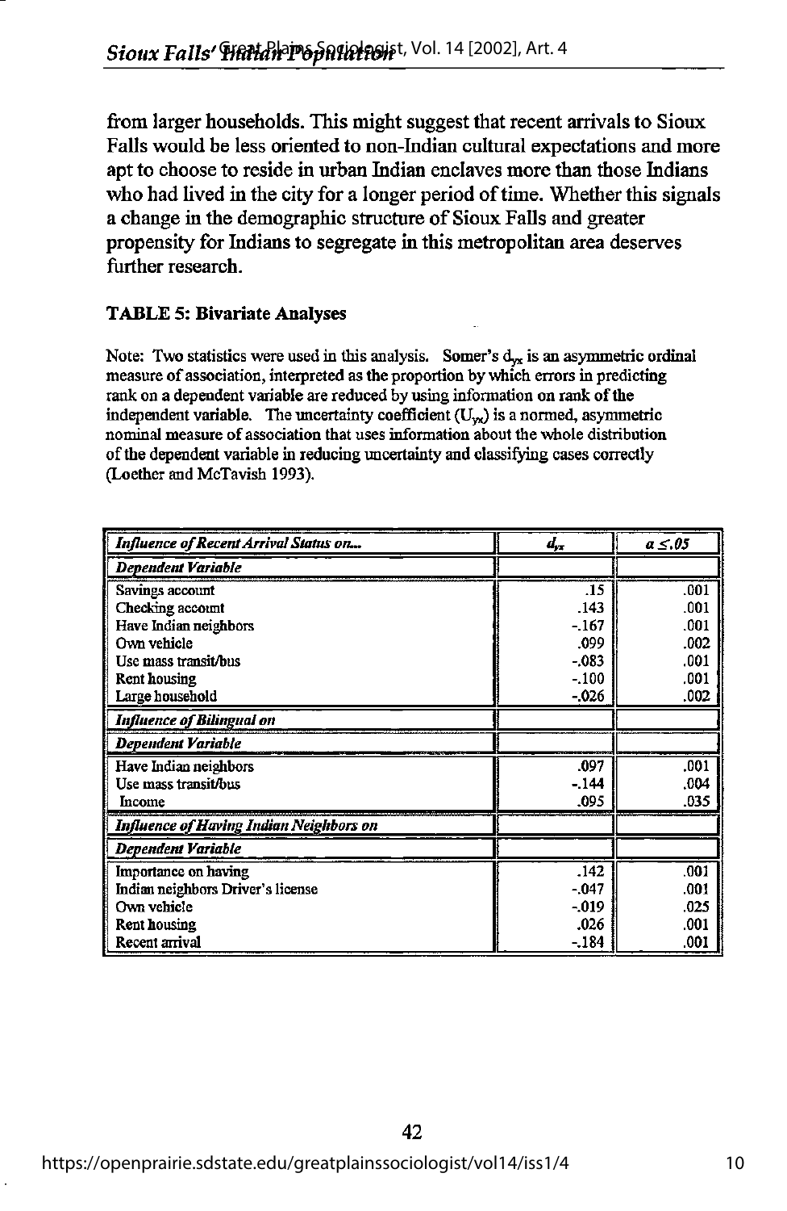from larger households. This might suggest that recent arrivals to Sioux Falls would be less oriented to non-Indian cultural expectations and more apt to choose to reside in urban Indian enclaves more than those Indians who had lived in the city for a longer period of time. Whether this signals a change in the demographic structure of Sioux Falls and greater propensity for Indians to segregate in this metropolitan area deserves further research.

**TABLE 5: Bivariate Analyses**

Note: Two statistics were used in this analysis. Somer's $d_{yx}$ is an asymmetric ordinal measure of association, interpreted as the proportion by which errors in predicting rank on a dependent variable are reduced by using information on rank of the independent variable. The uncertainty coefficient ($U_{yx}$) is a normed, asymmetric nominal measure of association that uses information about the whole distribution of the dependent variable in reducing uncertainty and classifying cases correctly (Loether and McTavish 1993).

| *Influence of Recent Arrival Status on...* | $d_{yx}$ | $a \leq .05$ |
|---|---|---|
| ***Dependent Variable*** | | |
| Savings account | .15 | .001 |
| Checking account | .143 | .001 |
| Have Indian neighbors | -.167 | .001 |
| Own vehicle | .099 | .002 |
| Use mass transit/bus | -.083 | .001 |
| Rent housing | -.100 | .001 |
| Large household | -.026 | .002 |
| ***Influence of Bilingual on*** | | |
| ***Dependent Variable*** | | |
| Have Indian neighbors | .097 | .001 |
| Use mass transit/bus | -.144 | .004 |
| Income | .095 | .035 |
| ***Influence of Having Indian Neighbors on*** | | |
| ***Dependent Variable*** | | |
| Importance on having Indian neighbors | .142 | .001 |
| Driver's license | -.047 | .001 |
| Own vehicle | -.019 | .025 |
| Rent housing | .026 | .001 |
| Recent arrival | -.184 | .001 |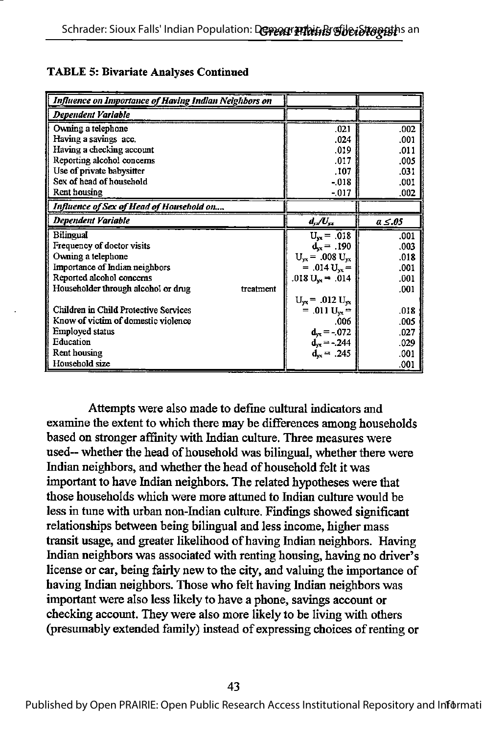**TABLE 5: Bivariate Analyses Continued**

| *Influence on Importance of Having Indian Neighbors on* | | |
|---|---|---|
| *Dependent Variable* | | |
| Owning a telephone | .021 | .002 |
| Having a savings acc. | .024 | .001 |
| Having a checking account | .019 | .011 |
| Reporting alcohol concerns | .017 | .005 |
| Use of private babysitter | .107 | .031 |
| Sex of head of household | -.018 | .001 |
| Rent housing | -.017 | .002 |
| *Influence of Sex of Head of Household on....* | | |
| *Dependent Variable* | $d_{yx}/U_{yx}$ | $a \leq .05$ |
| Bilingual | $U_{yx}$ = .018 | .001 |
| Frequency of doctor visits | $d_{yx}$ = .190 | .003 |
| Owning a telephone | $U_{yx}$ = .008 $U_{yx}$ | .018 |
| Importance of Indian neighbors | = .014 $U_{yx}$ = | .001 |
| Reported alcohol concerns | .018 $U_{yx}$ = .014 | .001 |
| Householder through alcohol or drug treatment | | .001 |
| | $U_{yx}$ = .012 $U_{yx}$ | |
| Children in Child Protective Services | = .011 $U_{yx}$ = | .018 |
| Know of victim of domestic violence | .006 | .005 |
| Employed status | $d_{yx}$ = -.072 | .027 |
| Education | $d_{yx}$ = -.244 | .029 |
| Rent housing | $d_{yx}$ = .245 | .001 |
| Household size | | .001 |

Attempts were also made to define cultural indicators and examine the extent to which there may be differences among households based on stronger affinity with Indian culture. Three measures were used-- whether the head of household was bilingual, whether there were Indian neighbors, and whether the head of household felt it was important to have Indian neighbors. The related hypotheses were that those households which were more attuned to Indian culture would be less in tune with urban non-Indian culture. Findings showed significant relationships between being bilingual and less income, higher mass transit usage, and greater likelihood of having Indian neighbors. Having Indian neighbors was associated with renting housing, having no driver's license or car, being fairly new to the city, and valuing the importance of having Indian neighbors. Those who felt having Indian neighbors was important were also less likely to have a phone, savings account or checking account. They were also more likely to be living with others (presumably extended family) instead of expressing choices of renting or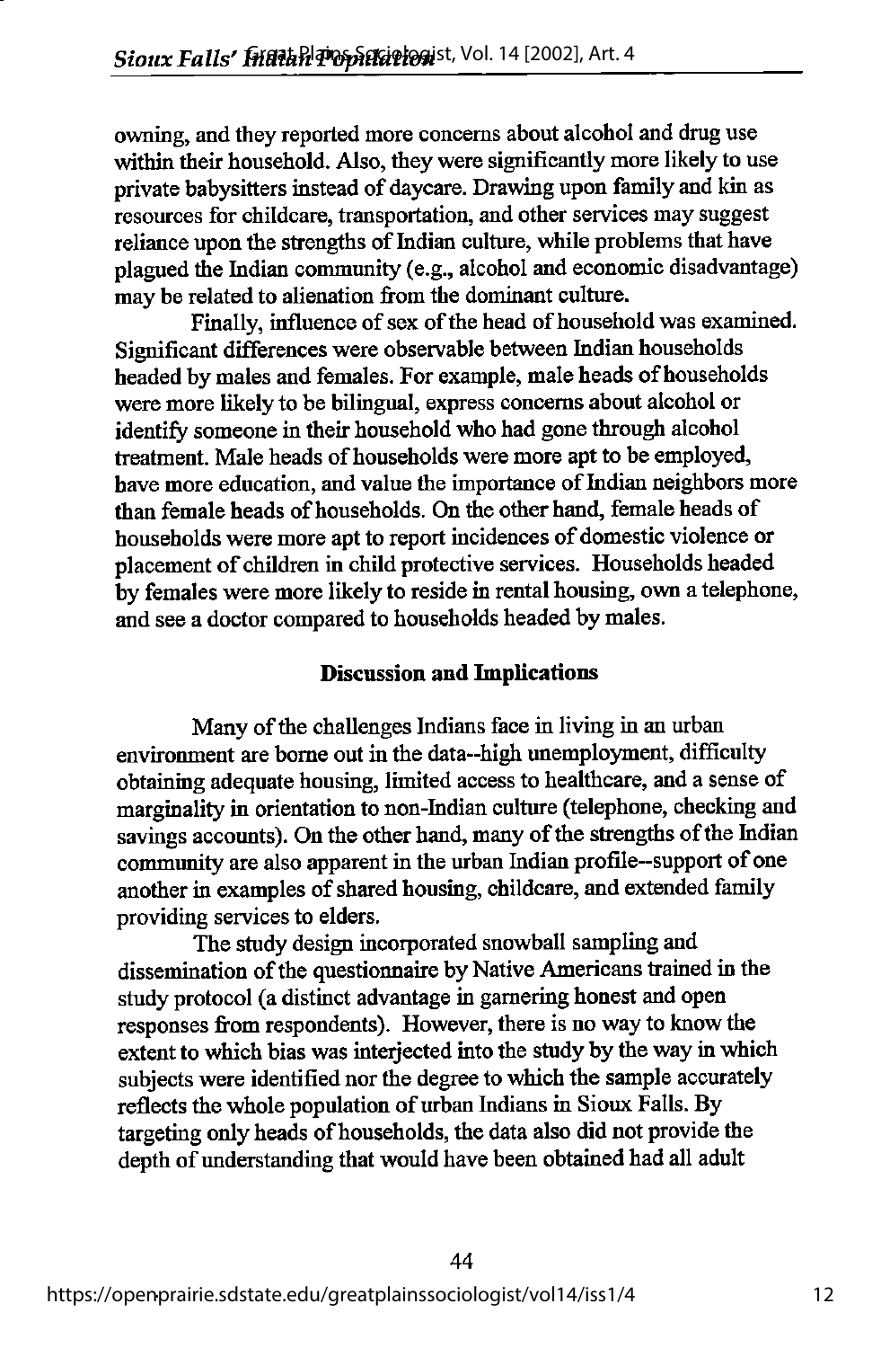owning, and they reported more concerns about alcohol and drug use within their household. Also, they were significantly more likely to use private babysitters instead of daycare. Drawing upon family and kin as resources for childcare, transportation, and other services may suggest reliance upon the strengths of Indian culture, while problems that have plagued the Indian community (e.g., alcohol and economic disadvantage) may be related to alienation from the dominant culture.

Finally, influence of sex of the head of household was examined. Significant differences were observable between Indian households headed by males and females. For example, male heads of households were more likely to be bilingual, express concerns about alcohol or identify someone in their household who had gone through alcohol treatment. Male heads of households were more apt to be employed, have more education, and value the importance of Indian neighbors more than female heads of households. On the other hand, female heads of households were more apt to report incidences of domestic violence or placement of children in child protective services. Households headed by females were more likely to reside in rental housing, own a telephone, and see a doctor compared to households headed by males.

## Discussion and Implications

Many of the challenges Indians face in living in an urban environment are borne out in the data--high unemployment, difficulty obtaining adequate housing, limited access to healthcare, and a sense of marginality in orientation to non-Indian culture (telephone, checking and savings accounts). On the other hand, many of the strengths of the Indian community are also apparent in the urban Indian profile--support of one another in examples of shared housing, childcare, and extended family providing services to elders.

The study design incorporated snowball sampling and dissemination of the questionnaire by Native Americans trained in the study protocol (a distinct advantage in garnering honest and open responses from respondents). However, there is no way to know the extent to which bias was interjected into the study by the way in which subjects were identified nor the degree to which the sample accurately reflects the whole population of urban Indians in Sioux Falls. By targeting only heads of households, the data also did not provide the depth of understanding that would have been obtained had all adult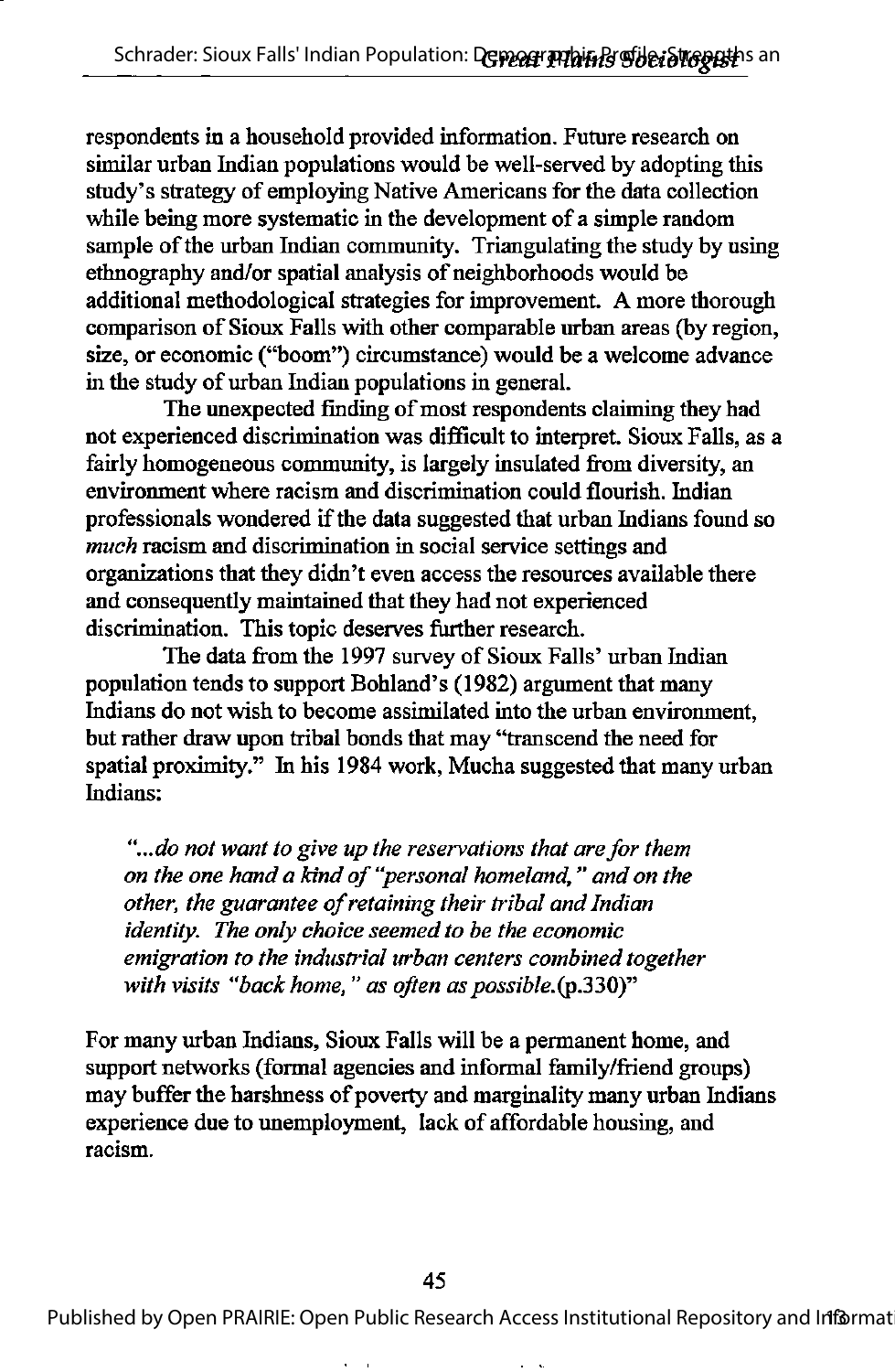respondents in a household provided information. Future research on similar urban Indian populations would be well-served by adopting this study's strategy of employing Native Americans for the data collection while being more systematic in the development of a simple random sample of the urban Indian community. Triangulating the study by using ethnography and/or spatial analysis of neighborhoods would be additional methodological strategies for improvement. A more thorough comparison of Sioux Falls with other comparable urban areas (by region, size, or economic ("boom") circumstance) would be a welcome advance in the study of urban Indian populations in general.

The unexpected finding of most respondents claiming they had not experienced discrimination was difficult to interpret. Sioux Falls, as a fairly homogeneous community, is largely insulated from diversity, an environment where racism and discrimination could flourish. Indian professionals wondered if the data suggested that urban Indians found so *much* racism and discrimination in social service settings and organizations that they didn't even access the resources available there and consequently maintained that they had not experienced discrimination. This topic deserves further research.

The data from the 1997 survey of Sioux Falls' urban Indian population tends to support Bohland's (1982) argument that many Indians do not wish to become assimilated into the urban environment, but rather draw upon tribal bonds that may "transcend the need for spatial proximity." In his 1984 work, Mucha suggested that many urban Indians:

> *"...do not want to give up the reservations that are for them on the one hand a kind of "personal homeland," and on the other, the guarantee of retaining their tribal and Indian identity. The only choice seemed to be the economic emigration to the industrial urban centers combined together with visits "back home," as often as possible.*(p.330)"

For many urban Indians, Sioux Falls will be a permanent home, and support networks (formal agencies and informal family/friend groups) may buffer the harshness of poverty and marginality many urban Indians experience due to unemployment, lack of affordable housing, and racism.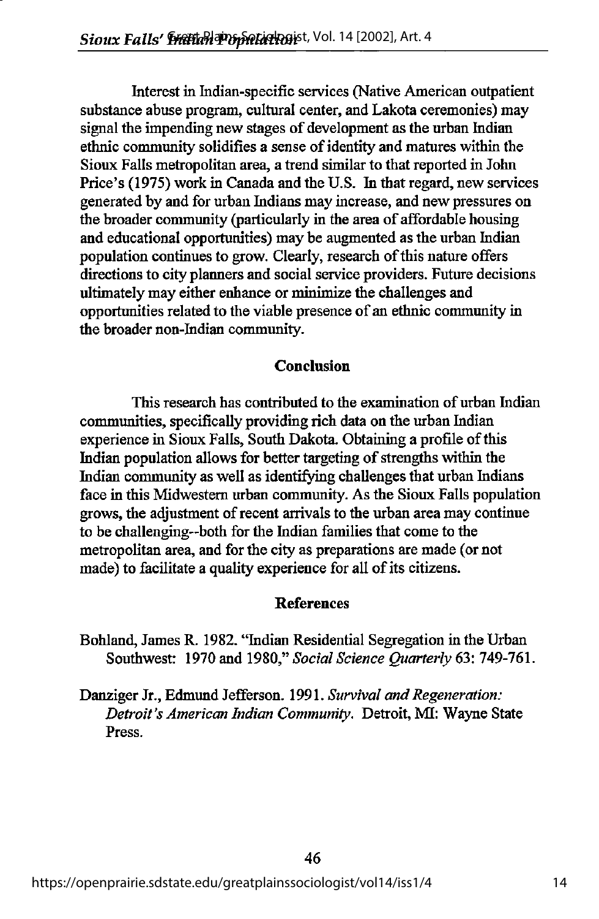Interest in Indian-specific services (Native American outpatient substance abuse program, cultural center, and Lakota ceremonies) may signal the impending new stages of development as the urban Indian ethnic community solidifies a sense of identity and matures within the Sioux Falls metropolitan area, a trend similar to that reported in John Price's (1975) work in Canada and the U.S. In that regard, new services generated by and for urban Indians may increase, and new pressures on the broader community (particularly in the area of affordable housing and educational opportunities) may be augmented as the urban Indian population continues to grow. Clearly, research of this nature offers directions to city planners and social service providers. Future decisions ultimately may either enhance or minimize the challenges and opportunities related to the viable presence of an ethnic community in the broader non-Indian community.

## Conclusion

This research has contributed to the examination of urban Indian communities, specifically providing rich data on the urban Indian experience in Sioux Falls, South Dakota. Obtaining a profile of this Indian population allows for better targeting of strengths within the Indian community as well as identifying challenges that urban Indians face in this Midwestern urban community. As the Sioux Falls population grows, the adjustment of recent arrivals to the urban area may continue to be challenging--both for the Indian families that come to the metropolitan area, and for the city as preparations are made (or not made) to facilitate a quality experience for all of its citizens.

## References

Bohland, James R. 1982. "Indian Residential Segregation in the Urban Southwest: 1970 and 1980," *Social Science Quarterly* 63: 749-761.

Danziger Jr., Edmund Jefferson. 1991. *Survival and Regeneration: Detroit's American Indian Community.* Detroit, MI: Wayne State Press.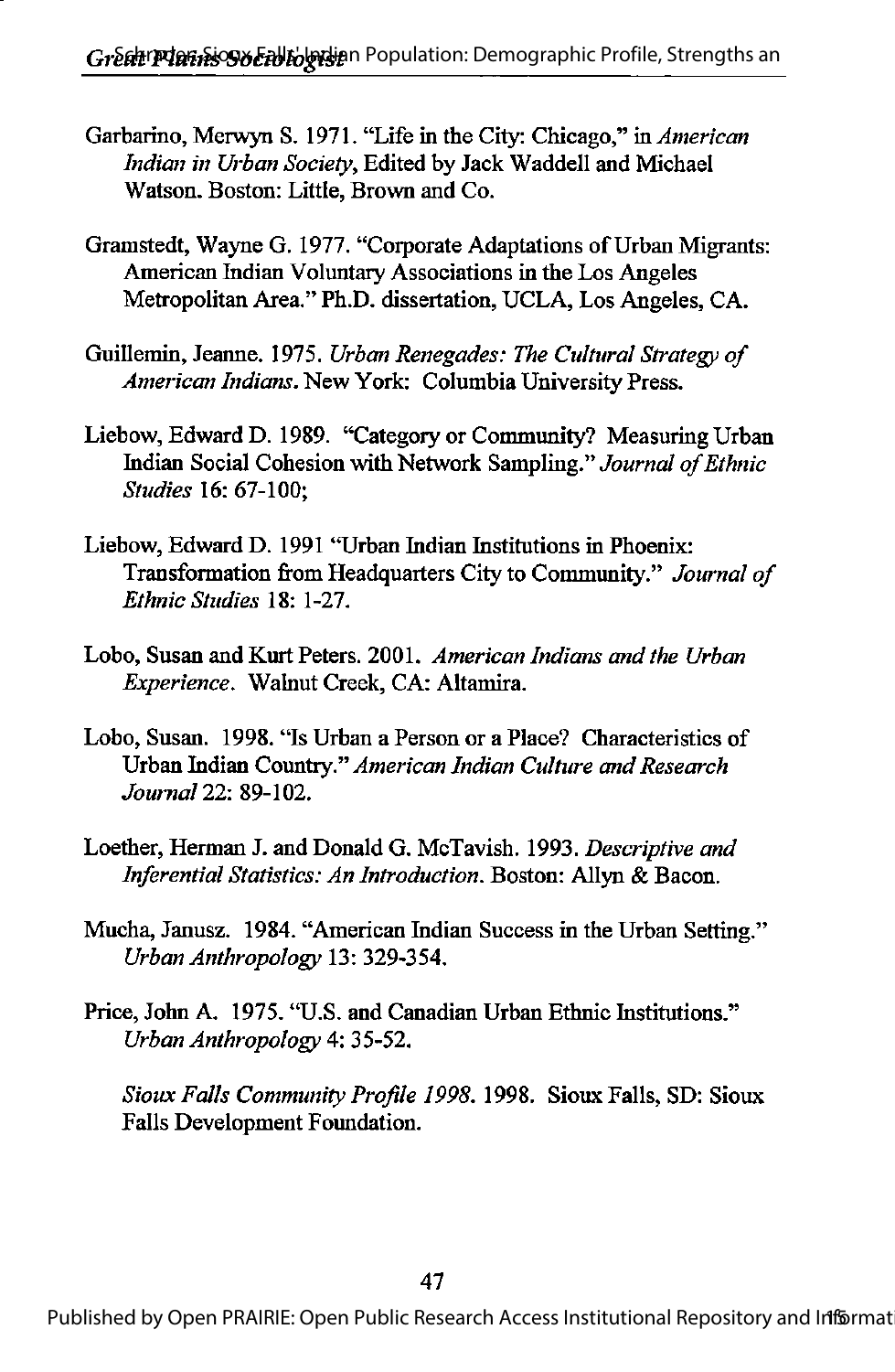Garbarino, Merwyn S. 1971. "Life in the City: Chicago," in *American Indian in Urban Society*, Edited by Jack Waddell and Michael Watson. Boston: Little, Brown and Co.

Gramstedt, Wayne G. 1977. "Corporate Adaptations of Urban Migrants: American Indian Voluntary Associations in the Los Angeles Metropolitan Area." Ph.D. dissertation, UCLA, Los Angeles, CA.

Guillemin, Jeanne. 1975. *Urban Renegades: The Cultural Strategy of American Indians*. New York: Columbia University Press.

Liebow, Edward D. 1989. "Category or Community? Measuring Urban Indian Social Cohesion with Network Sampling." *Journal of Ethnic Studies* 16: 67-100;

Liebow, Edward D. 1991 "Urban Indian Institutions in Phoenix: Transformation from Headquarters City to Community." *Journal of Ethnic Studies* 18: 1-27.

Lobo, Susan and Kurt Peters. 2001. *American Indians and the Urban Experience*. Walnut Creek, CA: Altamira.

Lobo, Susan. 1998. "Is Urban a Person or a Place? Characteristics of Urban Indian Country." *American Indian Culture and Research Journal* 22: 89-102.

Loether, Herman J. and Donald G. McTavish. 1993. *Descriptive and Inferential Statistics: An Introduction*. Boston: Allyn & Bacon.

Mucha, Janusz. 1984. "American Indian Success in the Urban Setting." *Urban Anthropology* 13: 329-354.

Price, John A. 1975. "U.S. and Canadian Urban Ethnic Institutions." *Urban Anthropology* 4: 35-52.

*Sioux Falls Community Profile 1998*. 1998. Sioux Falls, SD: Sioux Falls Development Foundation.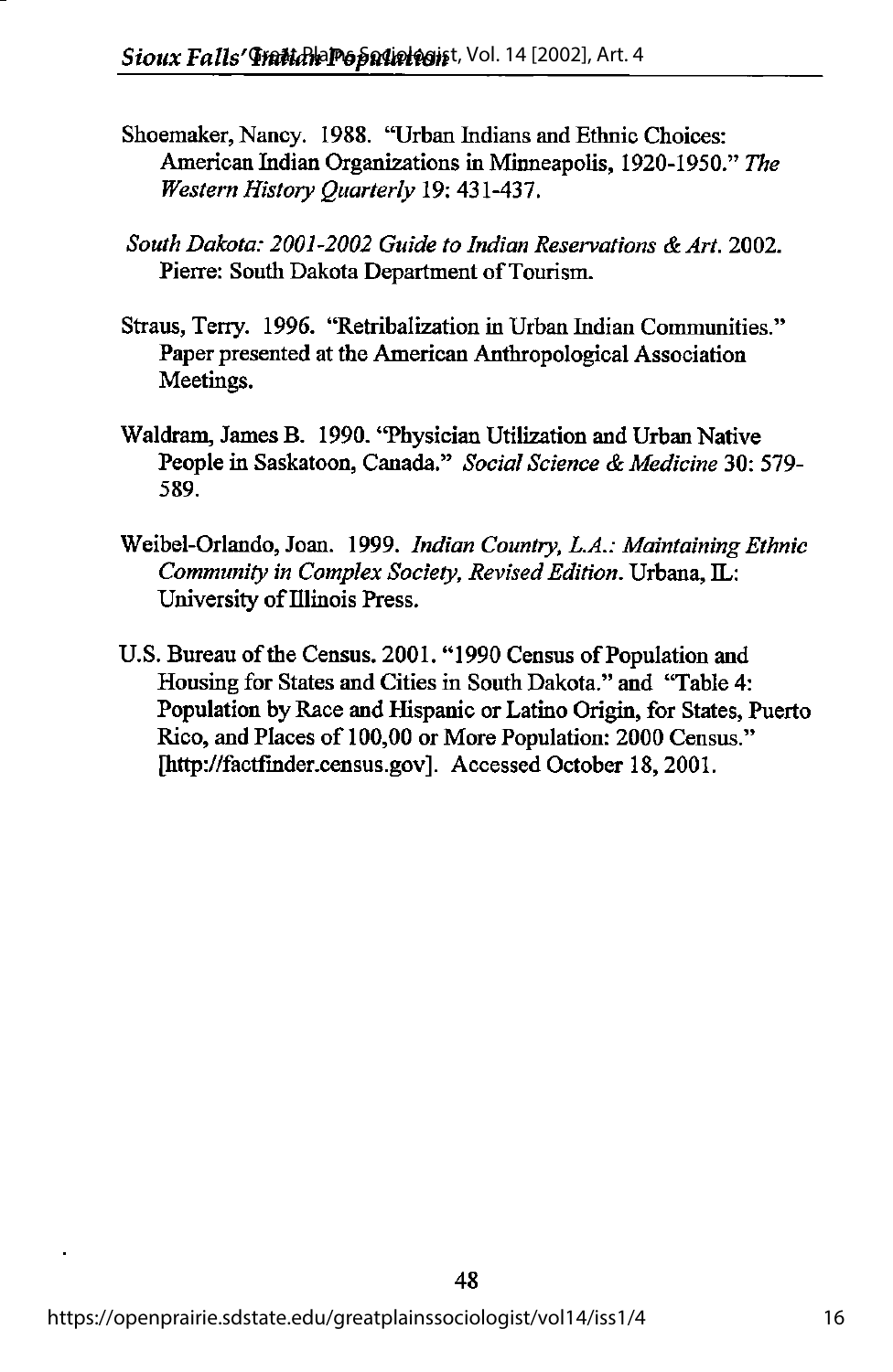Shoemaker, Nancy. 1988. "Urban Indians and Ethnic Choices: American Indian Organizations in Minneapolis, 1920-1950." *The Western History Quarterly* 19: 431-437.

*South Dakota: 2001-2002 Guide to Indian Reservations & Art*. 2002. Pierre: South Dakota Department of Tourism.

Straus, Terry. 1996. "Retribalization in Urban Indian Communities." Paper presented at the American Anthropological Association Meetings.

Waldram, James B. 1990. "Physician Utilization and Urban Native People in Saskatoon, Canada." *Social Science & Medicine* 30: 579-589.

Weibel-Orlando, Joan. 1999. *Indian Country, L.A.: Maintaining Ethnic Community in Complex Society, Revised Edition*. Urbana, IL: University of Illinois Press.

U.S. Bureau of the Census. 2001. "1990 Census of Population and Housing for States and Cities in South Dakota." and "Table 4: Population by Race and Hispanic or Latino Origin, for States, Puerto Rico, and Places of 100,00 or More Population: 2000 Census." [http://factfinder.census.gov]. Accessed October 18, 2001.